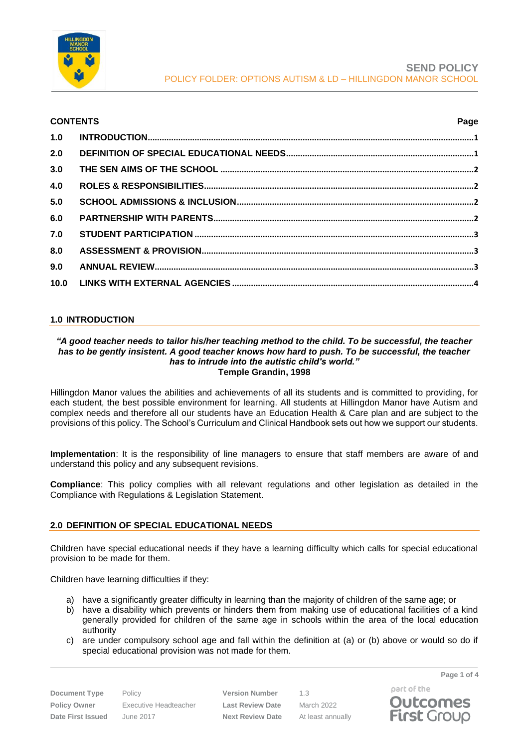# SEND POLICY

POLICY FOLDER: OPTIONS AUTISM & LD – HILLINGDON MANOR SCHOOL

**CONTENTS** **Page**

| | | |
|---|---|---|
| **1.0** | **INTRODUCTION** | **1** |
| **2.0** | **DEFINITION OF SPECIAL EDUCATIONAL NEEDS** | **1** |
| **3.0** | **THE SEN AIMS OF THE SCHOOL** | **2** |
| **4.0** | **ROLES & RESPONSIBILITIES** | **2** |
| **5.0** | **SCHOOL ADMISSIONS & INCLUSION** | **2** |
| **6.0** | **PARTNERSHIP WITH PARENTS** | **2** |
| **7.0** | **STUDENT PARTICIPATION** | **3** |
| **8.0** | **ASSESSMENT & PROVISION** | **3** |
| **9.0** | **ANNUAL REVIEW** | **3** |
| **10.0** | **LINKS WITH EXTERNAL AGENCIES** | **4** |

## 1.0 INTRODUCTION

***"A good teacher needs to tailor his/her teaching method to the child. To be successful, the teacher has to be gently insistent. A good teacher knows how hard to push. To be successful, the teacher has to intrude into the autistic child's world."***
**Temple Grandin, 1998**

Hillingdon Manor values the abilities and achievements of all its students and is committed to providing, for each student, the best possible environment for learning. All students at Hillingdon Manor have Autism and complex needs and therefore all our students have an Education Health & Care plan and are subject to the provisions of this policy. The School's Curriculum and Clinical Handbook sets out how we support our students.

**Implementation**: It is the responsibility of line managers to ensure that staff members are aware of and understand this policy and any subsequent revisions.

**Compliance**: This policy complies with all relevant regulations and other legislation as detailed in the Compliance with Regulations & Legislation Statement.

## 2.0 DEFINITION OF SPECIAL EDUCATIONAL NEEDS

Children have special educational needs if they have a learning difficulty which calls for special educational provision to be made for them.

Children have learning difficulties if they:

a) have a significantly greater difficulty in learning than the majority of children of the same age; or
b) have a disability which prevents or hinders them from making use of educational facilities of a kind generally provided for children of the same age in schools within the area of the local education authority
c) are under compulsory school age and fall within the definition at (a) or (b) above or would so do if special educational provision was not made for them.

| | | | |
|---|---|---|---|
| **Document Type** | Policy | **Version Number** | 1.3 |
| **Policy Owner** | Executive Headteacher | **Last Review Date** | March 2022 |
| **Date First Issued** | June 2017 | **Next Review Date** | At least annually |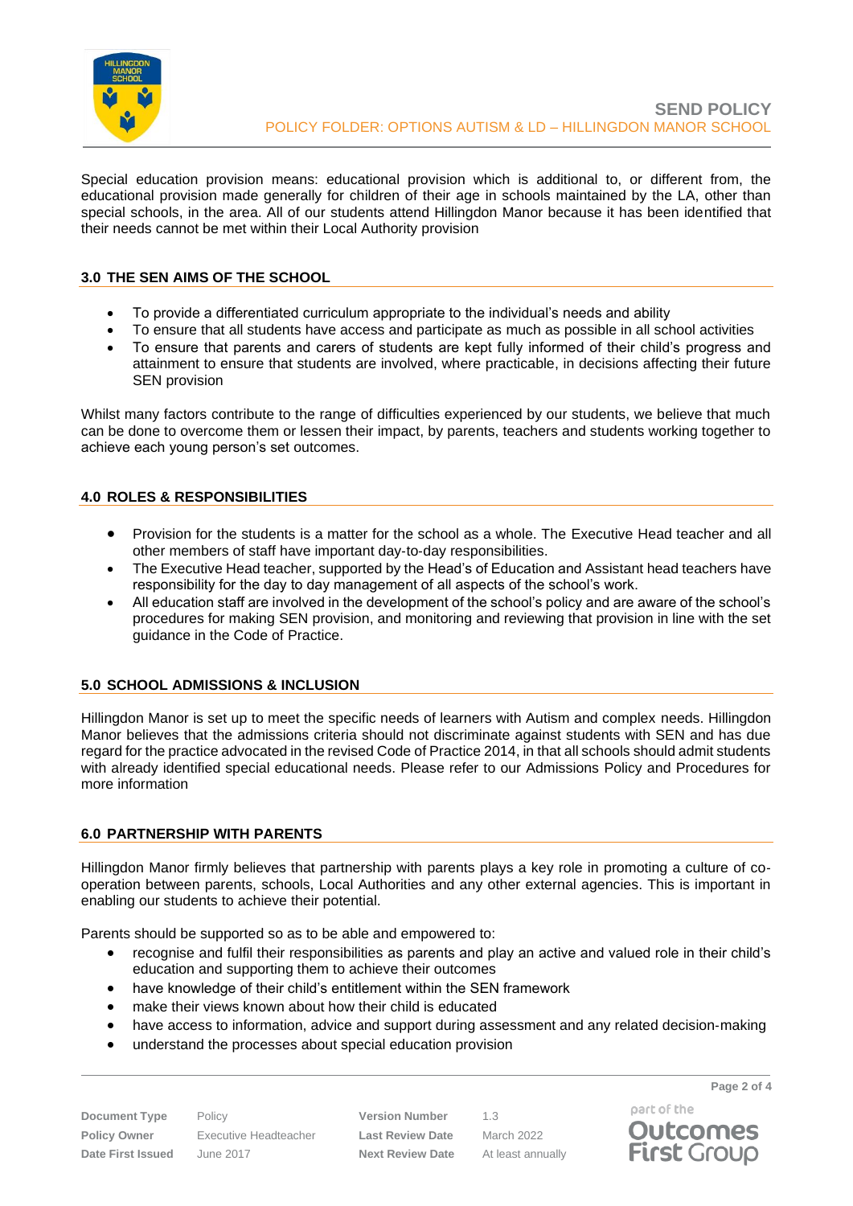Special education provision means: educational provision which is additional to, or different from, the educational provision made generally for children of their age in schools maintained by the LA, other than special schools, in the area. All of our students attend Hillingdon Manor because it has been identified that their needs cannot be met within their Local Authority provision

## 3.0 THE SEN AIMS OF THE SCHOOL

- To provide a differentiated curriculum appropriate to the individual's needs and ability
- To ensure that all students have access and participate as much as possible in all school activities
- To ensure that parents and carers of students are kept fully informed of their child's progress and attainment to ensure that students are involved, where practicable, in decisions affecting their future SEN provision

Whilst many factors contribute to the range of difficulties experienced by our students, we believe that much can be done to overcome them or lessen their impact, by parents, teachers and students working together to achieve each young person's set outcomes.

## 4.0 ROLES & RESPONSIBILITIES

- Provision for the students is a matter for the school as a whole. The Executive Head teacher and all other members of staff have important day-to-day responsibilities.
- The Executive Head teacher, supported by the Head's of Education and Assistant head teachers have responsibility for the day to day management of all aspects of the school's work.
- All education staff are involved in the development of the school's policy and are aware of the school's procedures for making SEN provision, and monitoring and reviewing that provision in line with the set guidance in the Code of Practice.

## 5.0 SCHOOL ADMISSIONS & INCLUSION

Hillingdon Manor is set up to meet the specific needs of learners with Autism and complex needs. Hillingdon Manor believes that the admissions criteria should not discriminate against students with SEN and has due regard for the practice advocated in the revised Code of Practice 2014, in that all schools should admit students with already identified special educational needs. Please refer to our Admissions Policy and Procedures for more information

## 6.0 PARTNERSHIP WITH PARENTS

Hillingdon Manor firmly believes that partnership with parents plays a key role in promoting a culture of co-operation between parents, schools, Local Authorities and any other external agencies. This is important in enabling our students to achieve their potential.

Parents should be supported so as to be able and empowered to:

- recognise and fulfil their responsibilities as parents and play an active and valued role in their child's education and supporting them to achieve their outcomes
- have knowledge of their child's entitlement within the SEN framework
- make their views known about how their child is educated
- have access to information, advice and support during assessment and any related decision-making
- understand the processes about special education provision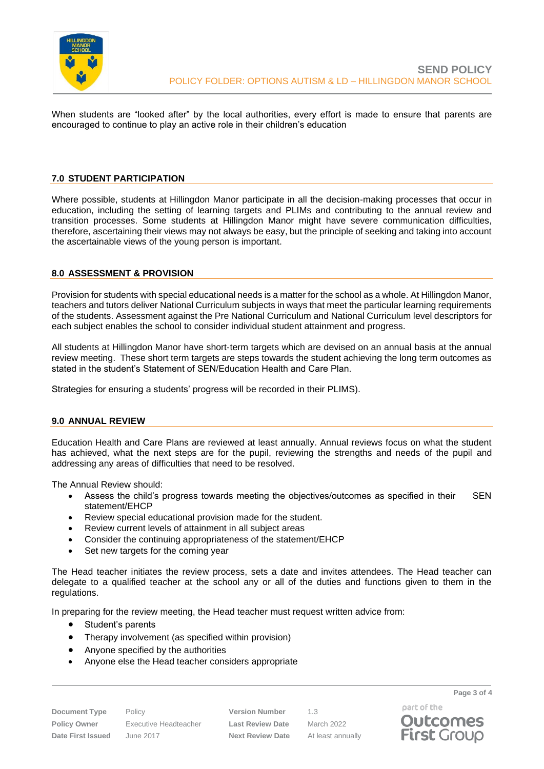When students are "looked after" by the local authorities, every effort is made to ensure that parents are encouraged to continue to play an active role in their children's education

## 7.0 STUDENT PARTICIPATION

Where possible, students at Hillingdon Manor participate in all the decision-making processes that occur in education, including the setting of learning targets and PLIMs and contributing to the annual review and transition processes. Some students at Hillingdon Manor might have severe communication difficulties, therefore, ascertaining their views may not always be easy, but the principle of seeking and taking into account the ascertainable views of the young person is important.

## 8.0 ASSESSMENT & PROVISION

Provision for students with special educational needs is a matter for the school as a whole. At Hillingdon Manor, teachers and tutors deliver National Curriculum subjects in ways that meet the particular learning requirements of the students. Assessment against the Pre National Curriculum and National Curriculum level descriptors for each subject enables the school to consider individual student attainment and progress.

All students at Hillingdon Manor have short-term targets which are devised on an annual basis at the annual review meeting. These short term targets are steps towards the student achieving the long term outcomes as stated in the student's Statement of SEN/Education Health and Care Plan.

Strategies for ensuring a students' progress will be recorded in their PLIMS).

## 9.0 ANNUAL REVIEW

Education Health and Care Plans are reviewed at least annually. Annual reviews focus on what the student has achieved, what the next steps are for the pupil, reviewing the strengths and needs of the pupil and addressing any areas of difficulties that need to be resolved.

The Annual Review should:

- Assess the child's progress towards meeting the objectives/outcomes as specified in their SEN statement/EHCP
- Review special educational provision made for the student.
- Review current levels of attainment in all subject areas
- Consider the continuing appropriateness of the statement/EHCP
- Set new targets for the coming year

The Head teacher initiates the review process, sets a date and invites attendees. The Head teacher can delegate to a qualified teacher at the school any or all of the duties and functions given to them in the regulations.

In preparing for the review meeting, the Head teacher must request written advice from:

- Student's parents
- Therapy involvement (as specified within provision)
- Anyone specified by the authorities
- Anyone else the Head teacher considers appropriate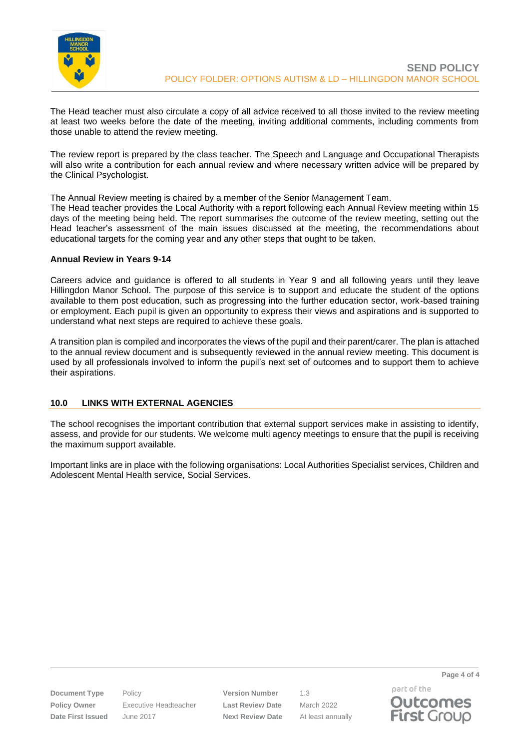The Head teacher must also circulate a copy of all advice received to all those invited to the review meeting at least two weeks before the date of the meeting, inviting additional comments, including comments from those unable to attend the review meeting.

The review report is prepared by the class teacher. The Speech and Language and Occupational Therapists will also write a contribution for each annual review and where necessary written advice will be prepared by the Clinical Psychologist.

The Annual Review meeting is chaired by a member of the Senior Management Team.
The Head teacher provides the Local Authority with a report following each Annual Review meeting within 15 days of the meeting being held. The report summarises the outcome of the review meeting, setting out the Head teacher's assessment of the main issues discussed at the meeting, the recommendations about educational targets for the coming year and any other steps that ought to be taken.

**Annual Review in Years 9-14**

Careers advice and guidance is offered to all students in Year 9 and all following years until they leave Hillingdon Manor School. The purpose of this service is to support and educate the student of the options available to them post education, such as progressing into the further education sector, work-based training or employment. Each pupil is given an opportunity to express their views and aspirations and is supported to understand what next steps are required to achieve these goals.

A transition plan is compiled and incorporates the views of the pupil and their parent/carer. The plan is attached to the annual review document and is subsequently reviewed in the annual review meeting. This document is used by all professionals involved to inform the pupil's next set of outcomes and to support them to achieve their aspirations.

## 10.0 LINKS WITH EXTERNAL AGENCIES

The school recognises the important contribution that external support services make in assisting to identify, assess, and provide for our students. We welcome multi agency meetings to ensure that the pupil is receiving the maximum support available.

Important links are in place with the following organisations: Local Authorities Specialist services, Children and Adolescent Mental Health service, Social Services.